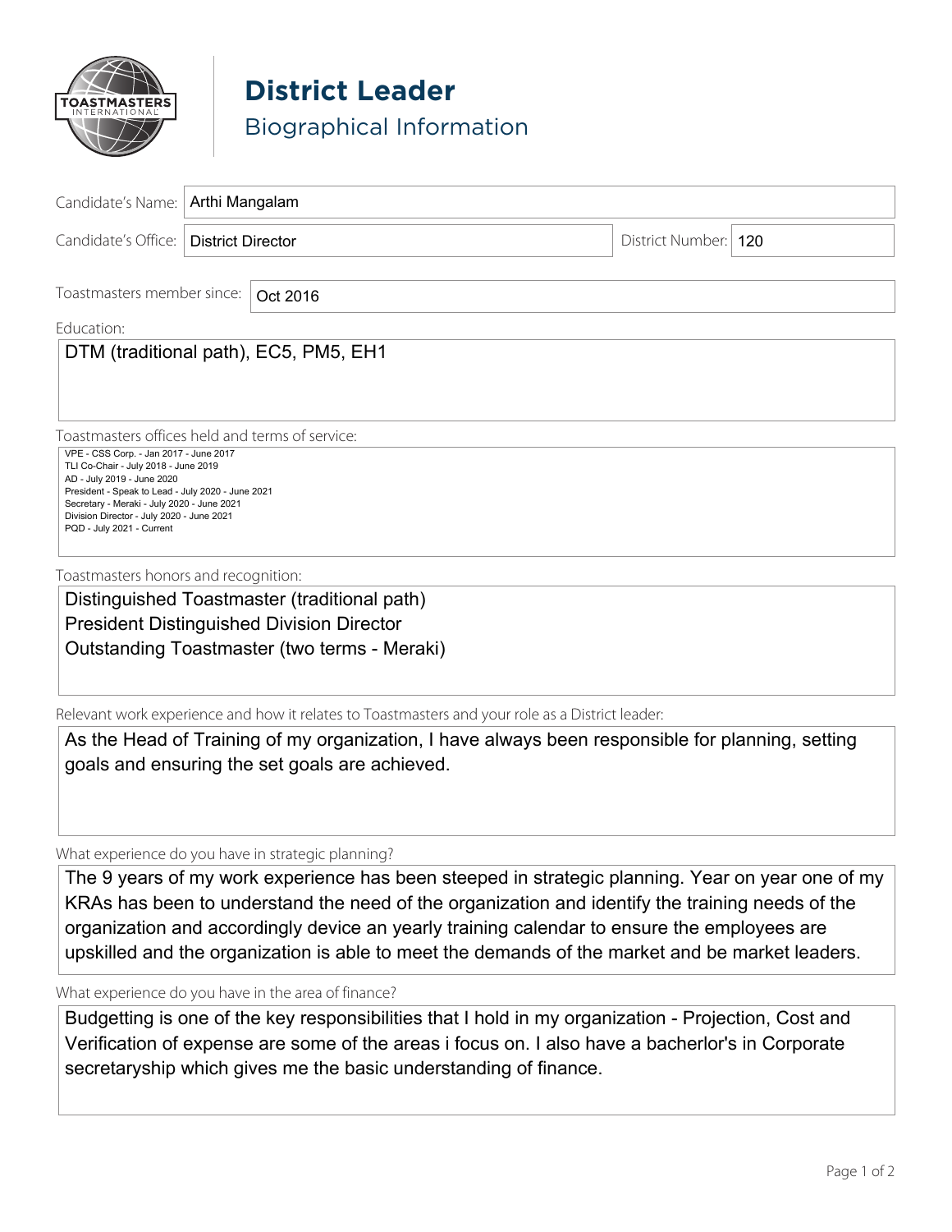# District Leader

## Biographical Information

**Candidate's Name:** Arthi Mangalam

**Candidate's Office:** District Director

**District Number:** 120

**Toastmasters member since:** Oct 2016

**Education:**

DTM (traditional path), EC5, PM5, EH1

**Toastmasters offices held and terms of service:**

VPE - CSS Corp. - Jan 2017 - June 2017
TLI Co-Chair - July 2018 - June 2019
AD - July 2019 - June 2020
President - Speak to Lead - July 2020 - June 2021
Secretary - Meraki - July 2020 - June 2021
Division Director - July 2020 - June 2021
PQD - July 2021 - Current

**Toastmasters honors and recognition:**

Distinguished Toastmaster (traditional path)
President Distinguished Division Director
Outstanding Toastmaster (two terms - Meraki)

**Relevant work experience and how it relates to Toastmasters and your role as a District leader:**

As the Head of Training of my organization, I have always been responsible for planning, setting goals and ensuring the set goals are achieved.

**What experience do you have in strategic planning?**

The 9 years of my work experience has been steeped in strategic planning. Year on year one of my KRAs has been to understand the need of the organization and identify the training needs of the organization and accordingly device an yearly training calendar to ensure the employees are upskilled and the organization is able to meet the demands of the market and be market leaders.

**What experience do you have in the area of finance?**

Budgetting is one of the key responsibilities that I hold in my organization - Projection, Cost and Verification of expense are some of the areas i focus on. I also have a bacherlor's in Corporate secretaryship which gives me the basic understanding of finance.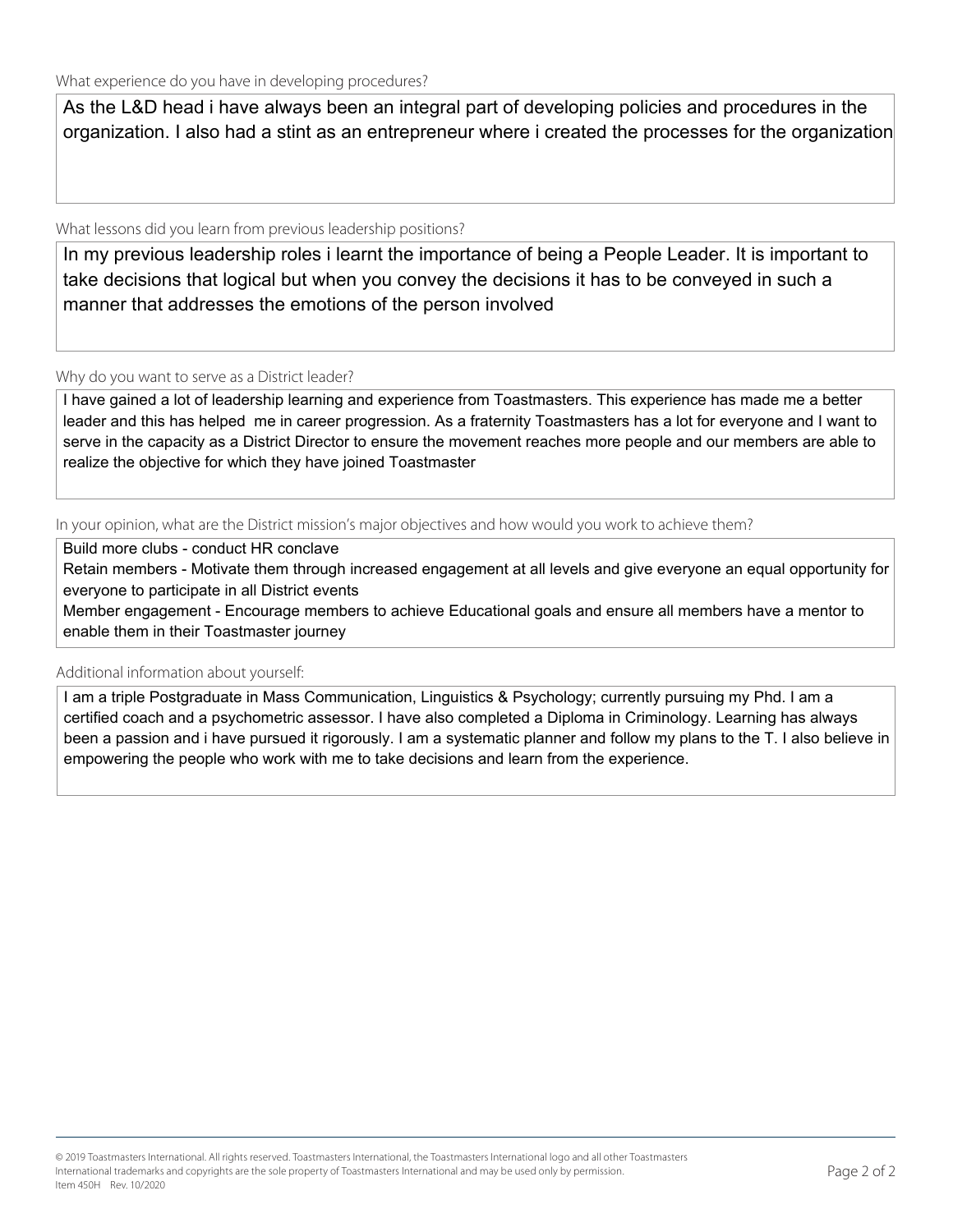What experience do you have in developing procedures?

As the L&D head i have always been an integral part of developing policies and procedures in the organization. I also had a stint as an entrepreneur where i created the processes for the organization

What lessons did you learn from previous leadership positions?

In my previous leadership roles i learnt the importance of being a People Leader. It is important to take decisions that logical but when you convey the decisions it has to be conveyed in such a manner that addresses the emotions of the person involved

Why do you want to serve as a District leader?

I have gained a lot of leadership learning and experience from Toastmasters. This experience has made me a better leader and this has helped me in career progression. As a fraternity Toastmasters has a lot for everyone and I want to serve in the capacity as a District Director to ensure the movement reaches more people and our members are able to realize the objective for which they have joined Toastmaster

In your opinion, what are the District mission's major objectives and how would you work to achieve them?

Build more clubs - conduct HR conclave
Retain members - Motivate them through increased engagement at all levels and give everyone an equal opportunity for everyone to participate in all District events
Member engagement - Encourage members to achieve Educational goals and ensure all members have a mentor to enable them in their Toastmaster journey

Additional information about yourself:

I am a triple Postgraduate in Mass Communication, Linguistics & Psychology; currently pursuing my Phd. I am a certified coach and a psychometric assessor. I have also completed a Diploma in Criminology. Learning has always been a passion and i have pursued it rigorously. I am a systematic planner and follow my plans to the T. I also believe in empowering the people who work with me to take decisions and learn from the experience.

© 2019 Toastmasters International. All rights reserved. Toastmasters International, the Toastmasters International logo and all other Toastmasters International trademarks and copyrights are the sole property of Toastmasters International and may be used only by permission.
Item 450H Rev. 10/2020